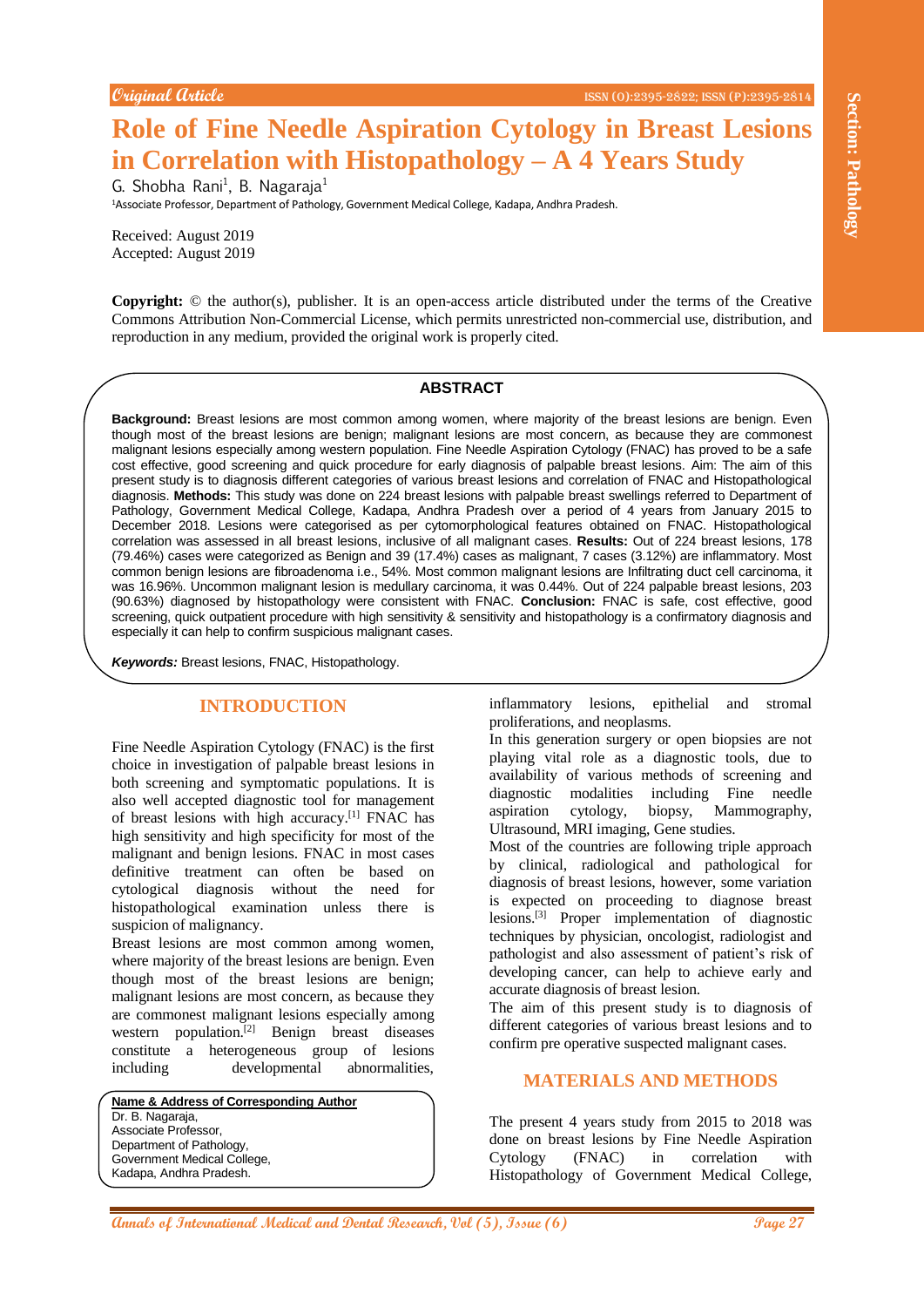Original Article

# Role of Fine Needle Aspiration Cytology in Breast Lesions in Correlation with Histopathology – A 4 Years Study

G. Shobha Rani[1], B. Nagaraja[1]

[1]Associate Professor, Department of Pathology, Government Medical College, Kadapa, Andhra Pradesh.

Received: August 2019
Accepted: August 2019

**Copyright:** © the author(s), publisher. It is an open-access article distributed under the terms of the Creative Commons Attribution Non-Commercial License, which permits unrestricted non-commercial use, distribution, and reproduction in any medium, provided the original work is properly cited.

## ABSTRACT

**Background:** Breast lesions are most common among women, where majority of the breast lesions are benign. Even though most of the breast lesions are benign; malignant lesions are most concern, as because they are commonest malignant lesions especially among western population. Fine Needle Aspiration Cytology (FNAC) has proved to be a safe cost effective, good screening and quick procedure for early diagnosis of palpable breast lesions. Aim: The aim of this present study is to diagnosis different categories of various breast lesions and correlation of FNAC and Histopathological diagnosis. **Methods:** This study was done on 224 breast lesions with palpable breast swellings referred to Department of Pathology, Government Medical College, Kadapa, Andhra Pradesh over a period of 4 years from January 2015 to December 2018. Lesions were categorised as per cytomorphological features obtained on FNAC. Histopathological correlation was assessed in all breast lesions, inclusive of all malignant cases. **Results:** Out of 224 breast lesions, 178 (79.46%) cases were categorized as Benign and 39 (17.4%) cases as malignant, 7 cases (3.12%) are inflammatory. Most common benign lesions are fibroadenoma i.e., 54%. Most common malignant lesions are Infiltrating duct cell carcinoma, it was 16.96%. Uncommon malignant lesion is medullary carcinoma, it was 0.44%. Out of 224 palpable breast lesions, 203 (90.63%) diagnosed by histopathology were consistent with FNAC. **Conclusion:** FNAC is safe, cost effective, good screening, quick outpatient procedure with high sensitivity & sensitivity and histopathology is a confirmatory diagnosis and especially it can help to confirm suspicious malignant cases.

***Keywords:*** Breast lesions, FNAC, Histopathology.

## INTRODUCTION

Fine Needle Aspiration Cytology (FNAC) is the first choice in investigation of palpable breast lesions in both screening and symptomatic populations. It is also well accepted diagnostic tool for management of breast lesions with high accuracy.[1] FNAC has high sensitivity and high specificity for most of the malignant and benign lesions. FNAC in most cases definitive treatment can often be based on cytological diagnosis without the need for histopathological examination unless there is suspicion of malignancy.

Breast lesions are most common among women, where majority of the breast lesions are benign. Even though most of the breast lesions are benign; malignant lesions are most concern, as because they are commonest malignant lesions especially among western population.[2] Benign breast diseases constitute a heterogeneous group of lesions including developmental abnormalities, inflammatory lesions, epithelial and stromal proliferations, and neoplasms.

In this generation surgery or open biopsies are not playing vital role as a diagnostic tools, due to availability of various methods of screening and diagnostic modalities including Fine needle aspiration cytology, biopsy, Mammography, Ultrasound, MRI imaging, Gene studies.

Most of the countries are following triple approach by clinical, radiological and pathological for diagnosis of breast lesions, however, some variation is expected on proceeding to diagnose breast lesions.[3] Proper implementation of diagnostic techniques by physician, oncologist, radiologist and pathologist and also assessment of patient's risk of developing cancer, can help to achieve early and accurate diagnosis of breast lesion.

The aim of this present study is to diagnosis of different categories of various breast lesions and to confirm pre operative suspected malignant cases.

**Name & Address of Corresponding Author**
Dr. B. Nagaraja,
Associate Professor,
Department of Pathology,
Government Medical College,
Kadapa, Andhra Pradesh.

## MATERIALS AND METHODS

The present 4 years study from 2015 to 2018 was done on breast lesions by Fine Needle Aspiration Cytology (FNAC) in correlation with Histopathology of Government Medical College,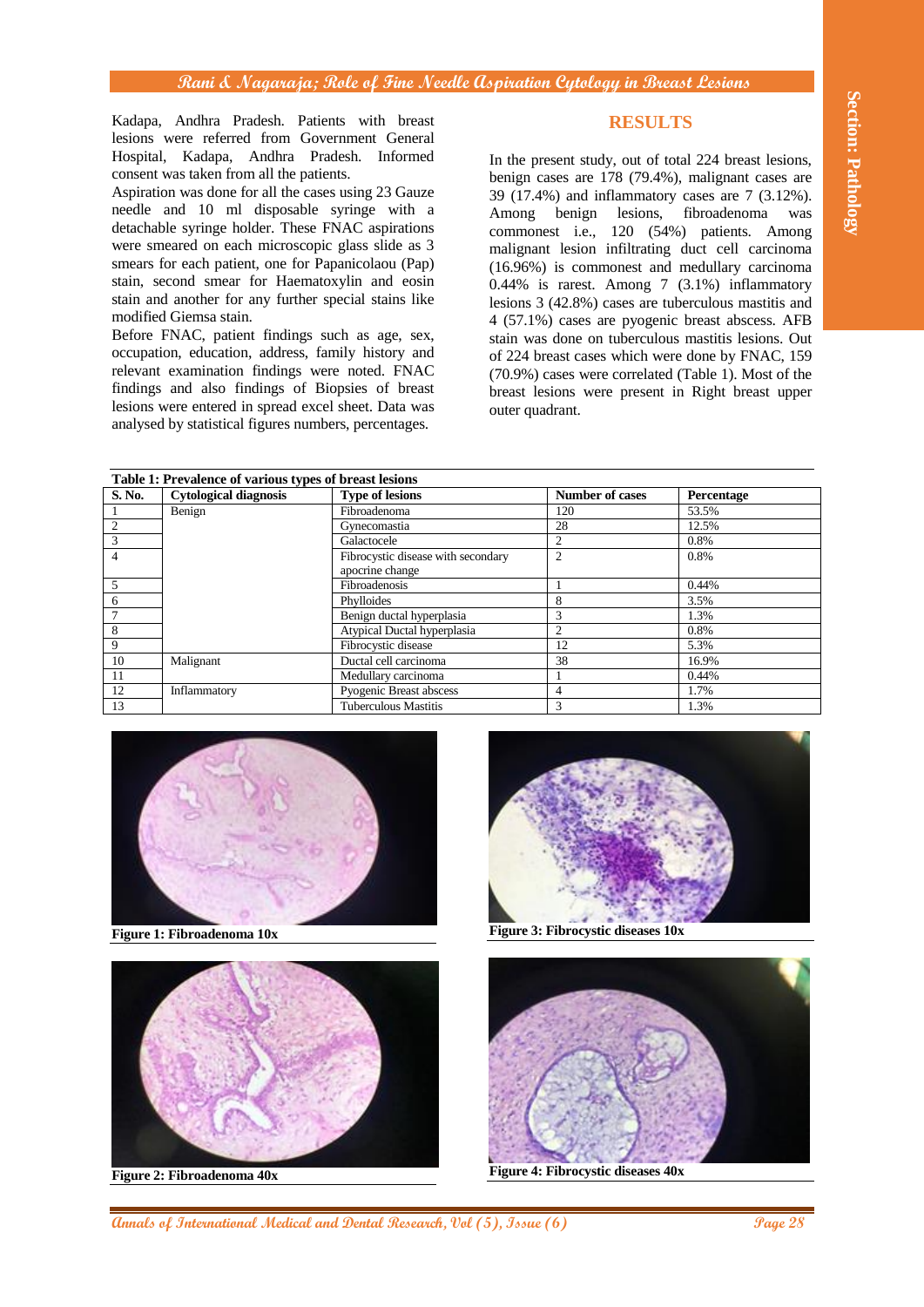Kadapa, Andhra Pradesh. Patients with breast lesions were referred from Government General Hospital, Kadapa, Andhra Pradesh. Informed consent was taken from all the patients.

Aspiration was done for all the cases using 23 Gauze needle and 10 ml disposable syringe with a detachable syringe holder. These FNAC aspirations were smeared on each microscopic glass slide as 3 smears for each patient, one for Papanicolaou (Pap) stain, second smear for Haematoxylin and eosin stain and another for any further special stains like modified Giemsa stain.

Before FNAC, patient findings such as age, sex, occupation, education, address, family history and relevant examination findings were noted. FNAC findings and also findings of Biopsies of breast lesions were entered in spread excel sheet. Data was analysed by statistical figures numbers, percentages.

## RESULTS

In the present study, out of total 224 breast lesions, benign cases are 178 (79.4%), malignant cases are 39 (17.4%) and inflammatory cases are 7 (3.12%). Among benign lesions, fibroadenoma was commonest i.e., 120 (54%) patients. Among malignant lesion infiltrating duct cell carcinoma (16.96%) is commonest and medullary carcinoma 0.44% is rarest. Among 7 (3.1%) inflammatory lesions 3 (42.8%) cases are tuberculous mastitis and 4 (57.1%) cases are pyogenic breast abscess. AFB stain was done on tuberculous mastitis lesions. Out of 224 breast cases which were done by FNAC, 159 (70.9%) cases were correlated (Table 1). Most of the breast lesions were present in Right breast upper outer quadrant.

**Table 1: Prevalence of various types of breast lesions**

| S. No. | Cytological diagnosis | Type of lesions | Number of cases | Percentage |
|---|---|---|---|---|
| 1 | Benign | Fibroadenoma | 120 | 53.5% |
| 2 | | Gynecomastia | 28 | 12.5% |
| 3 | | Galactocele | 2 | 0.8% |
| 4 | | Fibrocystic disease with secondary apocrine change | 2 | 0.8% |
| 5 | | Fibroadenosis | 1 | 0.44% |
| 6 | | Phylloides | 8 | 3.5% |
| 7 | | Benign ductal hyperplasia | 3 | 1.3% |
| 8 | | Atypical Ductal hyperplasia | 2 | 0.8% |
| 9 | | Fibrocystic disease | 12 | 5.3% |
| 10 | Malignant | Ductal cell carcinoma | 38 | 16.9% |
| 11 | | Medullary carcinoma | 1 | 0.44% |
| 12 | Inflammatory | Pyogenic Breast abscess | 4 | 1.7% |
| 13 | | Tuberculous Mastitis | 3 | 1.3% |

**Figure 1: Fibroadenoma 10x**

**Figure 2: Fibroadenoma 40x**

**Figure 3: Fibrocystic diseases 10x**

**Figure 4: Fibrocystic diseases 40x**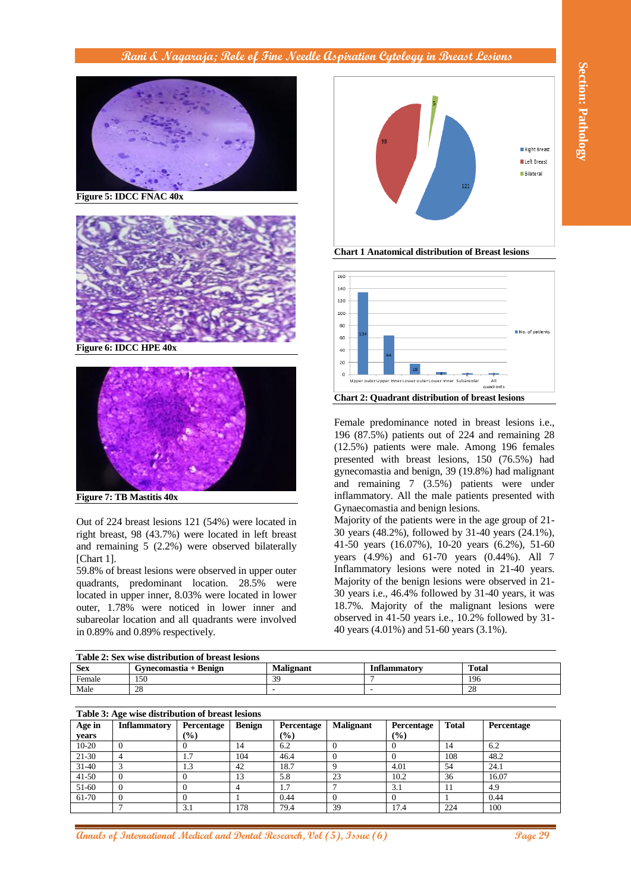Figure 5: IDCC FNAC 40x

Figure 6: IDCC HPE 40x

Figure 7: TB Mastitis 40x

Out of 224 breast lesions 121 (54%) were located in right breast, 98 (43.7%) were located in left breast and remaining 5 (2.2%) were observed bilaterally [Chart 1].

59.8% of breast lesions were observed in upper outer quadrants, predominant location. 28.5% were located in upper inner, 8.03% were located in lower outer, 1.78% were noticed in lower inner and subareolar location and all quadrants were involved in 0.89% and 0.89% respectively.

Chart 1 Anatomical distribution of Breast lesions

Chart 2: Quadrant distribution of breast lesions

Female predominance noted in breast lesions i.e., 196 (87.5%) patients out of 224 and remaining 28 (12.5%) patients were male. Among 196 females presented with breast lesions, 150 (76.5%) had gynecomastia and benign, 39 (19.8%) had malignant and remaining 7 (3.5%) patients were under inflammatory. All the male patients presented with Gynaecomastia and benign lesions.

Majority of the patients were in the age group of 21-30 years (48.2%), followed by 31-40 years (24.1%), 41-50 years (16.07%), 10-20 years (6.2%), 51-60 years (4.9%) and 61-70 years (0.44%). All 7 Inflammatory lesions were noted in 21-40 years. Majority of the benign lesions were observed in 21-30 years i.e., 46.4% followed by 31-40 years, it was 18.7%. Majority of the malignant lesions were observed in 41-50 years i.e., 10.2% followed by 31-40 years (4.01%) and 51-60 years (3.1%).

**Table 2: Sex wise distribution of breast lesions**

| Sex | Gynecomastia + Benign | Malignant | Inflammatory | Total |
|---|---|---|---|---|
| Female | 150 | 39 | 7 | 196 |
| Male | 28 | - | - | 28 |

**Table 3: Age wise distribution of breast lesions**

| Age in years | Inflammatory | Percentage (%) | Benign | Percentage (%) | Malignant | Percentage (%) | Total | Percentage |
|---|---|---|---|---|---|---|---|---|
| 10-20 | 0 | 0 | 14 | 6.2 | 0 | 0 | 14 | 6.2 |
| 21-30 | 4 | 1.7 | 104 | 46.4 | 0 | 0 | 108 | 48.2 |
| 31-40 | 3 | 1.3 | 42 | 18.7 | 9 | 4.01 | 54 | 24.1 |
| 41-50 | 0 | 0 | 13 | 5.8 | 23 | 10.2 | 36 | 16.07 |
| 51-60 | 0 | 0 | 4 | 1.7 | 7 | 3.1 | 11 | 4.9 |
| 61-70 | 0 | 0 | 1 | 0.44 | 0 | 0 | 1 | 0.44 |
| | 7 | 3.1 | 178 | 79.4 | 39 | 17.4 | 224 | 100 |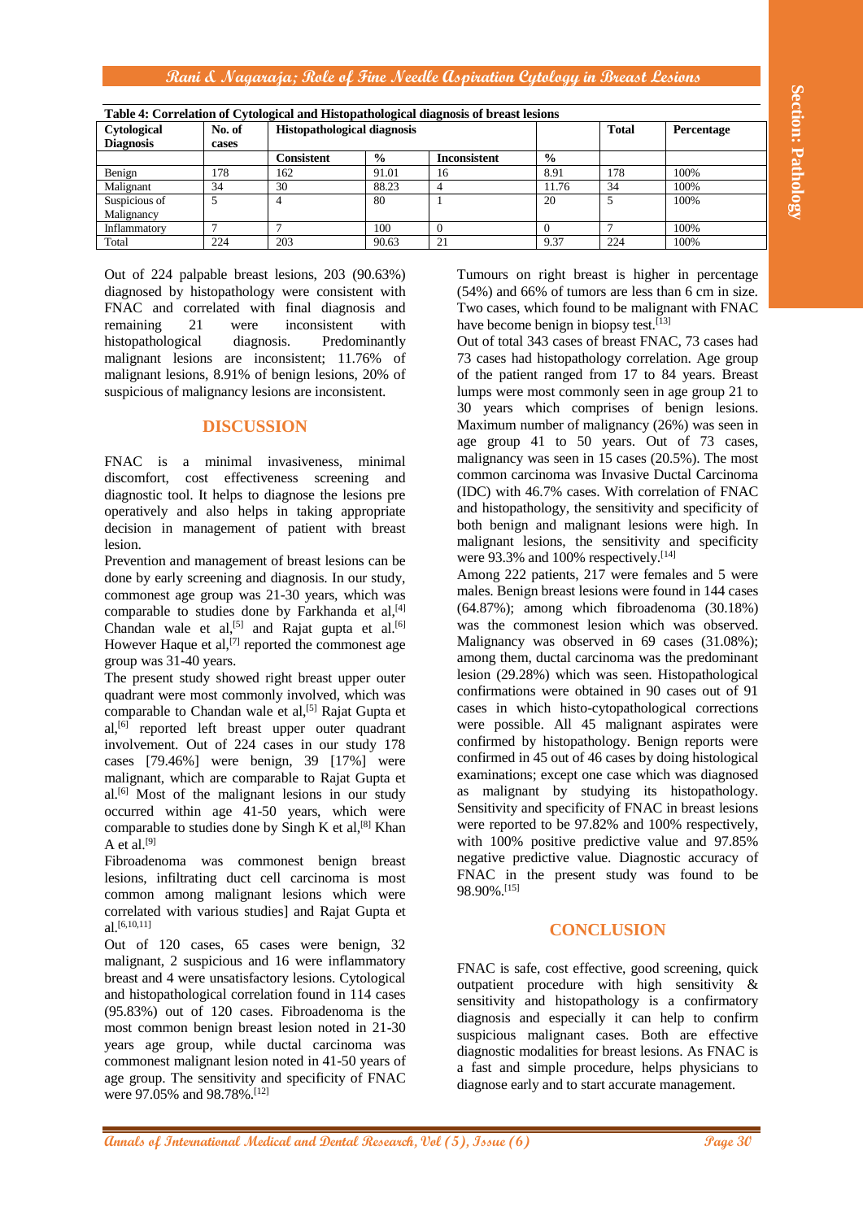**Table 4: Correlation of Cytological and Histopathological diagnosis of breast lesions**

| Cytological Diagnosis | No. of cases | Histopathological diagnosis | | | | Total | Percentage |
|---|---|---|---|---|---|---|---|
| | | Consistent | % | Inconsistent | % | | |
| Benign | 178 | 162 | 91.01 | 16 | 8.91 | 178 | 100% |
| Malignant | 34 | 30 | 88.23 | 4 | 11.76 | 34 | 100% |
| Suspicious of Malignancy | 5 | 4 | 80 | 1 | 20 | 5 | 100% |
| Inflammatory | 7 | 7 | 100 | 0 | 0 | 7 | 100% |
| Total | 224 | 203 | 90.63 | 21 | 9.37 | 224 | 100% |

Out of 224 palpable breast lesions, 203 (90.63%) diagnosed by histopathology were consistent with FNAC and correlated with final diagnosis and remaining 21 were inconsistent with histopathological diagnosis. Predominantly malignant lesions are inconsistent; 11.76% of malignant lesions, 8.91% of benign lesions, 20% of suspicious of malignancy lesions are inconsistent.

## DISCUSSION

FNAC is a minimal invasiveness, minimal discomfort, cost effectiveness screening and diagnostic tool. It helps to diagnose the lesions pre operatively and also helps in taking appropriate decision in management of patient with breast lesion.

Prevention and management of breast lesions can be done by early screening and diagnosis. In our study, commonest age group was 21-30 years, which was comparable to studies done by Farkhanda et al,[4] Chandan wale et al,[5] and Rajat gupta et al.[6] However Haque et al,[7] reported the commonest age group was 31-40 years.

The present study showed right breast upper outer quadrant were most commonly involved, which was comparable to Chandan wale et al,[5] Rajat Gupta et al,[6] reported left breast upper outer quadrant involvement. Out of 224 cases in our study 178 cases [79.46%] were benign, 39 [17%] were malignant, which are comparable to Rajat Gupta et al.[6] Most of the malignant lesions in our study occurred within age 41-50 years, which were comparable to studies done by Singh K et al,[8] Khan A et al.[9]

Fibroadenoma was commonest benign breast lesions, infiltrating duct cell carcinoma is most common among malignant lesions which were correlated with various studies] and Rajat Gupta et al.[6,10,11]

Out of 120 cases, 65 cases were benign, 32 malignant, 2 suspicious and 16 were inflammatory breast and 4 were unsatisfactory lesions. Cytological and histopathological correlation found in 114 cases (95.83%) out of 120 cases. Fibroadenoma is the most common benign breast lesion noted in 21-30 years age group, while ductal carcinoma was commonest malignant lesion noted in 41-50 years of age group. The sensitivity and specificity of FNAC were 97.05% and 98.78%.[12]

Tumours on right breast is higher in percentage (54%) and 66% of tumors are less than 6 cm in size. Two cases, which found to be malignant with FNAC have become benign in biopsy test.[13]

Out of total 343 cases of breast FNAC, 73 cases had 73 cases had histopathology correlation. Age group of the patient ranged from 17 to 84 years. Breast lumps were most commonly seen in age group 21 to 30 years which comprises of benign lesions. Maximum number of malignancy (26%) was seen in age group 41 to 50 years. Out of 73 cases, malignancy was seen in 15 cases (20.5%). The most common carcinoma was Invasive Ductal Carcinoma (IDC) with 46.7% cases. With correlation of FNAC and histopathology, the sensitivity and specificity of both benign and malignant lesions were high. In malignant lesions, the sensitivity and specificity were 93.3% and 100% respectively.[14]

Among 222 patients, 217 were females and 5 were males. Benign breast lesions were found in 144 cases (64.87%); among which fibroadenoma (30.18%) was the commonest lesion which was observed. Malignancy was observed in 69 cases (31.08%); among them, ductal carcinoma was the predominant lesion (29.28%) which was seen. Histopathological confirmations were obtained in 90 cases out of 91 cases in which histo-cytopathological corrections were possible. All 45 malignant aspirates were confirmed by histopathology. Benign reports were confirmed in 45 out of 46 cases by doing histological examinations; except one case which was diagnosed as malignant by studying its histopathology. Sensitivity and specificity of FNAC in breast lesions were reported to be 97.82% and 100% respectively, with 100% positive predictive value and 97.85% negative predictive value. Diagnostic accuracy of FNAC in the present study was found to be 98.90%.[15]

## CONCLUSION

FNAC is safe, cost effective, good screening, quick outpatient procedure with high sensitivity & sensitivity and histopathology is a confirmatory diagnosis and especially it can help to confirm suspicious malignant cases. Both are effective diagnostic modalities for breast lesions. As FNAC is a fast and simple procedure, helps physicians to diagnose early and to start accurate management.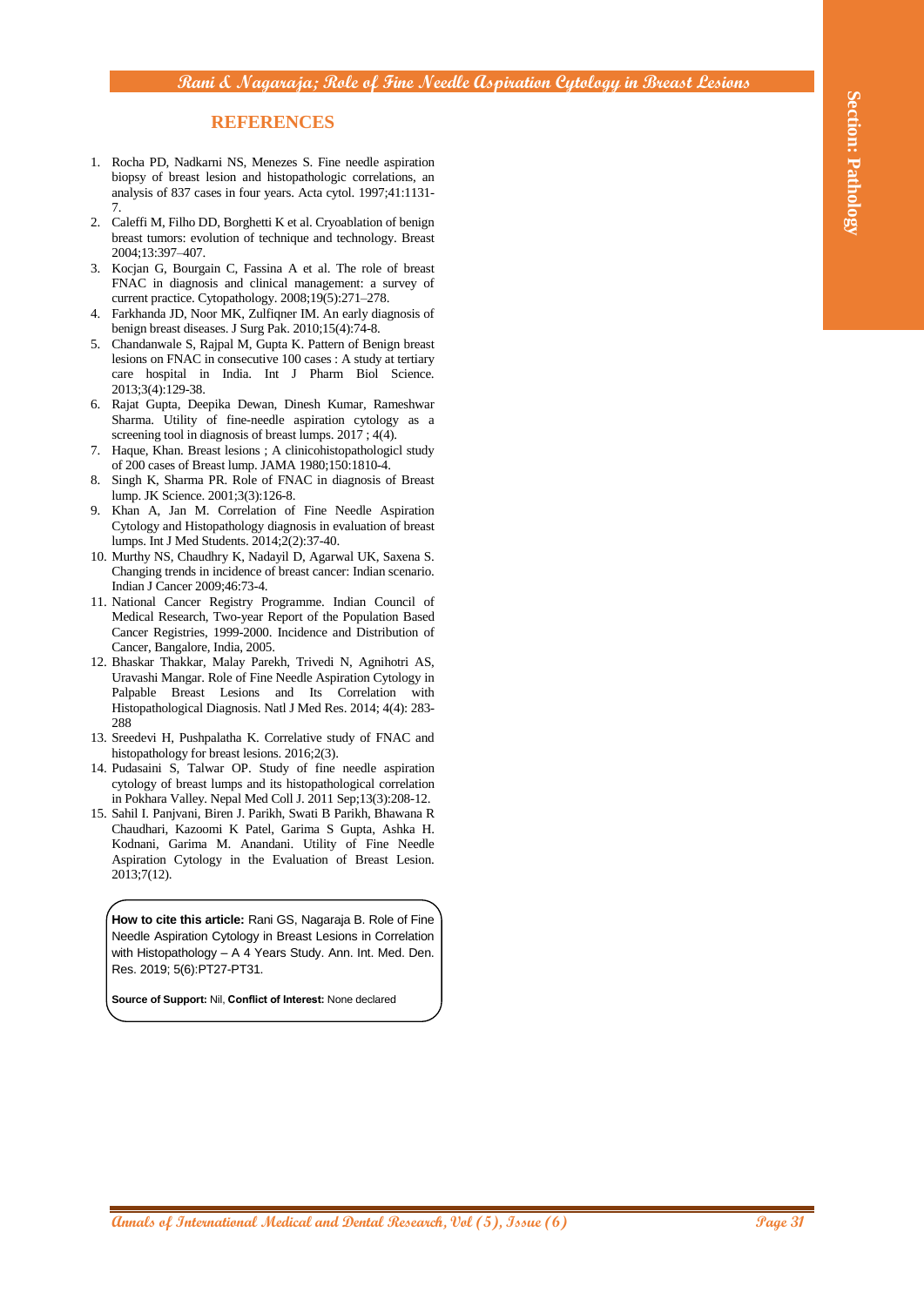## REFERENCES

1. Rocha PD, Nadkarni NS, Menezes S. Fine needle aspiration biopsy of breast lesion and histopathologic correlations, an analysis of 837 cases in four years. Acta cytol. 1997;41:1131-7.
2. Caleffi M, Filho DD, Borghetti K et al. Cryoablation of benign breast tumors: evolution of technique and technology. Breast 2004;13:397–407.
3. Kocjan G, Bourgain C, Fassina A et al. The role of breast FNAC in diagnosis and clinical management: a survey of current practice. Cytopathology. 2008;19(5):271–278.
4. Farkhanda JD, Noor MK, Zulfiqner IM. An early diagnosis of benign breast diseases. J Surg Pak. 2010;15(4):74-8.
5. Chandanwale S, Rajpal M, Gupta K. Pattern of Benign breast lesions on FNAC in consecutive 100 cases : A study at tertiary care hospital in India. Int J Pharm Biol Science. 2013;3(4):129-38.
6. Rajat Gupta, Deepika Dewan, Dinesh Kumar, Rameshwar Sharma. Utility of fine-needle aspiration cytology as a screening tool in diagnosis of breast lumps. 2017 ; 4(4).
7. Haque, Khan. Breast lesions ; A clinicohistopathologicl study of 200 cases of Breast lump. JAMA 1980;150:1810-4.
8. Singh K, Sharma PR. Role of FNAC in diagnosis of Breast lump. JK Science. 2001;3(3):126-8.
9. Khan A, Jan M. Correlation of Fine Needle Aspiration Cytology and Histopathology diagnosis in evaluation of breast lumps. Int J Med Students. 2014;2(2):37-40.
10. Murthy NS, Chaudhry K, Nadayil D, Agarwal UK, Saxena S. Changing trends in incidence of breast cancer: Indian scenario. Indian J Cancer 2009;46:73-4.
11. National Cancer Registry Programme. Indian Council of Medical Research, Two-year Report of the Population Based Cancer Registries, 1999-2000. Incidence and Distribution of Cancer, Bangalore, India, 2005.
12. Bhaskar Thakkar, Malay Parekh, Trivedi N, Agnihotri AS, Uravashi Mangar. Role of Fine Needle Aspiration Cytology in Palpable Breast Lesions and Its Correlation with Histopathological Diagnosis. Natl J Med Res. 2014; 4(4): 283-288
13. Sreedevi H, Pushpalatha K. Correlative study of FNAC and histopathology for breast lesions. 2016;2(3).
14. Pudasaini S, Talwar OP. Study of fine needle aspiration cytology of breast lumps and its histopathological correlation in Pokhara Valley. Nepal Med Coll J. 2011 Sep;13(3):208-12.
15. Sahil I. Panjvani, Biren J. Parikh, Swati B Parikh, Bhawana R Chaudhari, Kazoomi K Patel, Garima S Gupta, Ashka H. Kodnani, Garima M. Anandani. Utility of Fine Needle Aspiration Cytology in the Evaluation of Breast Lesion. 2013;7(12).

**How to cite this article:** Rani GS, Nagaraja B. Role of Fine Needle Aspiration Cytology in Breast Lesions in Correlation with Histopathology – A 4 Years Study. Ann. Int. Med. Den. Res. 2019; 5(6):PT27-PT31.

**Source of Support:** Nil, **Conflict of Interest:** None declared